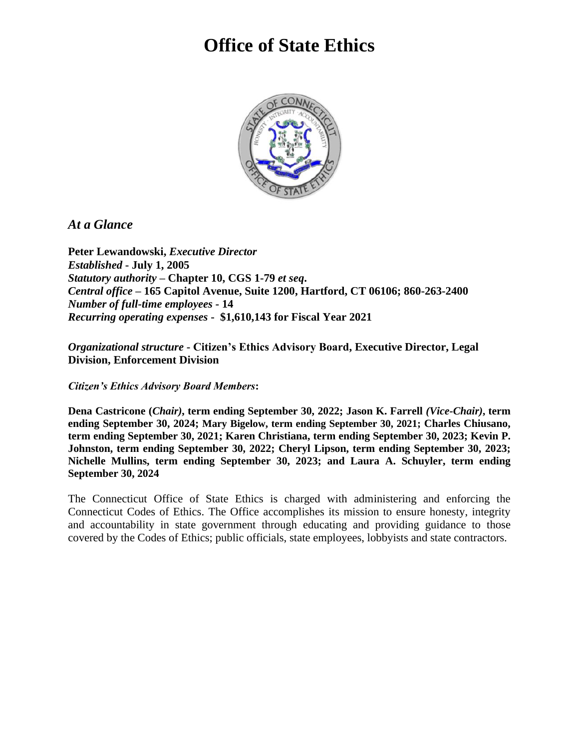# Office of State Ethics

## *At a Glance*

**Peter Lewandowski,** ***Executive Director***
***Established*** **- July 1, 2005**
***Statutory authority*** **– Chapter 10, CGS 1-79** ***et seq*****.**
***Central office*** **– 165 Capitol Avenue, Suite 1200, Hartford, CT 06106; 860-263-2400**
***Number of full-time employees*** **- 14**
***Recurring operating expenses*** **- $1,610,143 for Fiscal Year 2021**

***Organizational structure*** **- Citizen's Ethics Advisory Board, Executive Director, Legal Division, Enforcement Division**

***Citizen's Ethics Advisory Board Members*****:**

**Dena Castricone (*****Chair)*****, term ending September 30, 2022; Jason K. Farrell** ***(Vice-Chair)*****, term ending September 30, 2024; Mary Bigelow, term ending September 30, 2021; Charles Chiusano, term ending September 30, 2021; Karen Christiana, term ending September 30, 2023; Kevin P. Johnston, term ending September 30, 2022; Cheryl Lipson, term ending September 30, 2023; Nichelle Mullins, term ending September 30, 2023; and Laura A. Schuyler, term ending September 30, 2024**

The Connecticut Office of State Ethics is charged with administering and enforcing the Connecticut Codes of Ethics. The Office accomplishes its mission to ensure honesty, integrity and accountability in state government through educating and providing guidance to those covered by the Codes of Ethics; public officials, state employees, lobbyists and state contractors.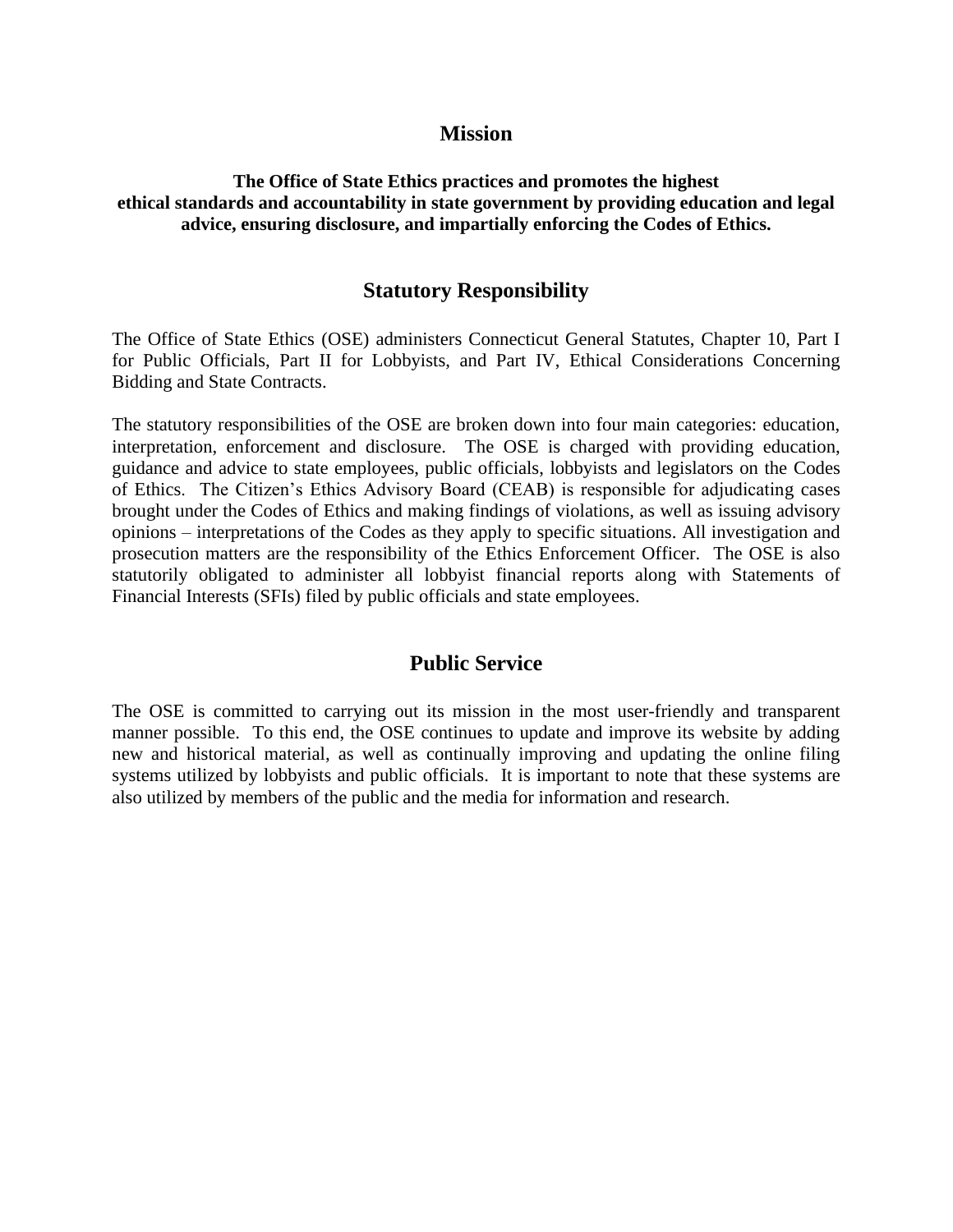## Mission

**The Office of State Ethics practices and promotes the highest ethical standards and accountability in state government by providing education and legal advice, ensuring disclosure, and impartially enforcing the Codes of Ethics.**

## Statutory Responsibility

The Office of State Ethics (OSE) administers Connecticut General Statutes, Chapter 10, Part I for Public Officials, Part II for Lobbyists, and Part IV, Ethical Considerations Concerning Bidding and State Contracts.

The statutory responsibilities of the OSE are broken down into four main categories: education, interpretation, enforcement and disclosure. The OSE is charged with providing education, guidance and advice to state employees, public officials, lobbyists and legislators on the Codes of Ethics. The Citizen's Ethics Advisory Board (CEAB) is responsible for adjudicating cases brought under the Codes of Ethics and making findings of violations, as well as issuing advisory opinions – interpretations of the Codes as they apply to specific situations. All investigation and prosecution matters are the responsibility of the Ethics Enforcement Officer. The OSE is also statutorily obligated to administer all lobbyist financial reports along with Statements of Financial Interests (SFIs) filed by public officials and state employees.

## Public Service

The OSE is committed to carrying out its mission in the most user-friendly and transparent manner possible. To this end, the OSE continues to update and improve its website by adding new and historical material, as well as continually improving and updating the online filing systems utilized by lobbyists and public officials. It is important to note that these systems are also utilized by members of the public and the media for information and research.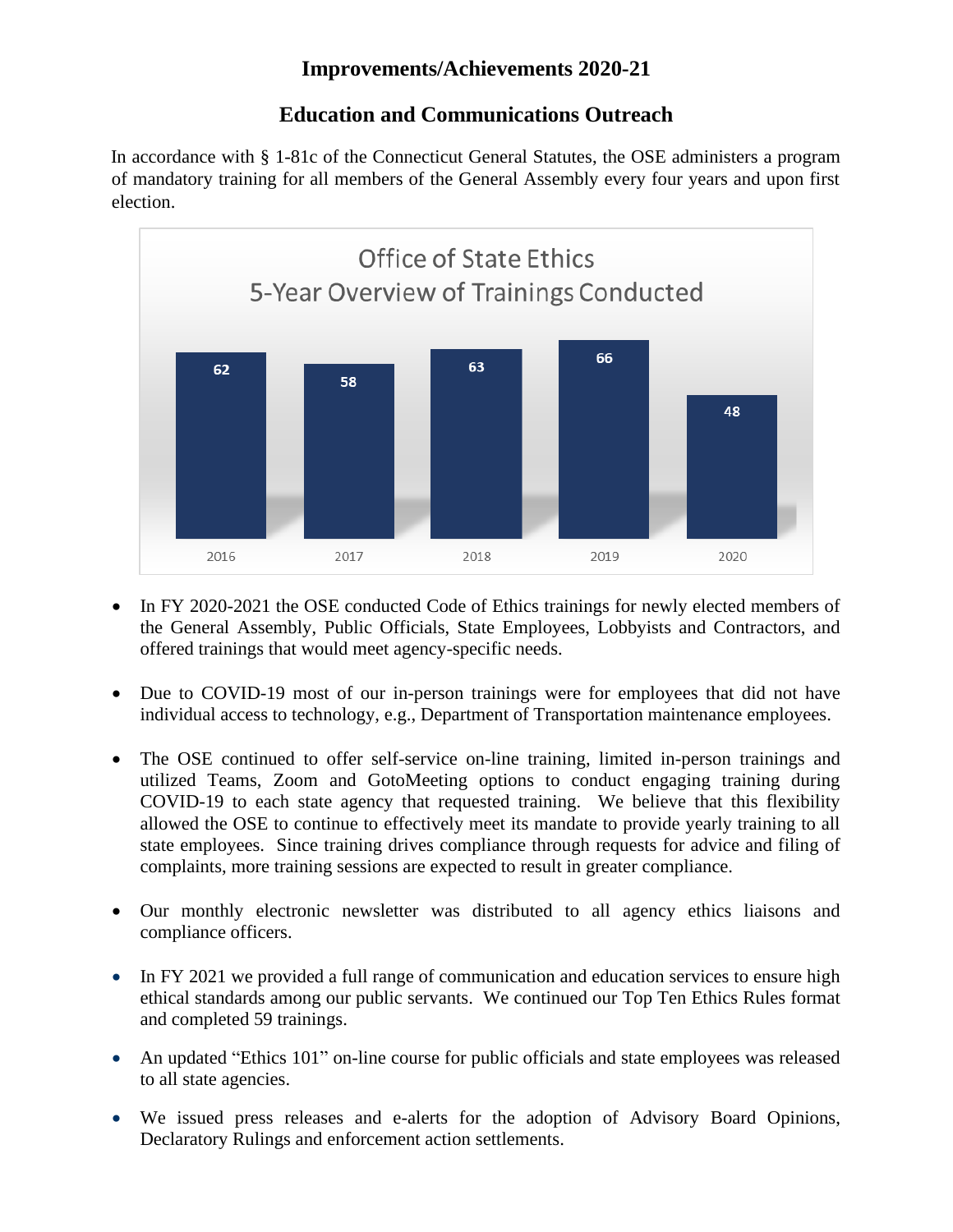# Improvements/Achievements 2020-21

## Education and Communications Outreach

In accordance with § 1-81c of the Connecticut General Statutes, the OSE administers a program of mandatory training for all members of the General Assembly every four years and upon first election.

**Office of State Ethics**
**5-Year Overview of Trainings Conducted**

| Year | Trainings |
|---|---|
| 2016 | 62 |
| 2017 | 58 |
| 2018 | 63 |
| 2019 | 66 |
| 2020 | 48 |

- In FY 2020-2021 the OSE conducted Code of Ethics trainings for newly elected members of the General Assembly, Public Officials, State Employees, Lobbyists and Contractors, and offered trainings that would meet agency-specific needs.
- Due to COVID-19 most of our in-person trainings were for employees that did not have individual access to technology, e.g., Department of Transportation maintenance employees.
- The OSE continued to offer self-service on-line training, limited in-person trainings and utilized Teams, Zoom and GotoMeeting options to conduct engaging training during COVID-19 to each state agency that requested training. We believe that this flexibility allowed the OSE to continue to effectively meet its mandate to provide yearly training to all state employees. Since training drives compliance through requests for advice and filing of complaints, more training sessions are expected to result in greater compliance.
- Our monthly electronic newsletter was distributed to all agency ethics liaisons and compliance officers.
- In FY 2021 we provided a full range of communication and education services to ensure high ethical standards among our public servants. We continued our Top Ten Ethics Rules format and completed 59 trainings.
- An updated "Ethics 101" on-line course for public officials and state employees was released to all state agencies.
- We issued press releases and e-alerts for the adoption of Advisory Board Opinions, Declaratory Rulings and enforcement action settlements.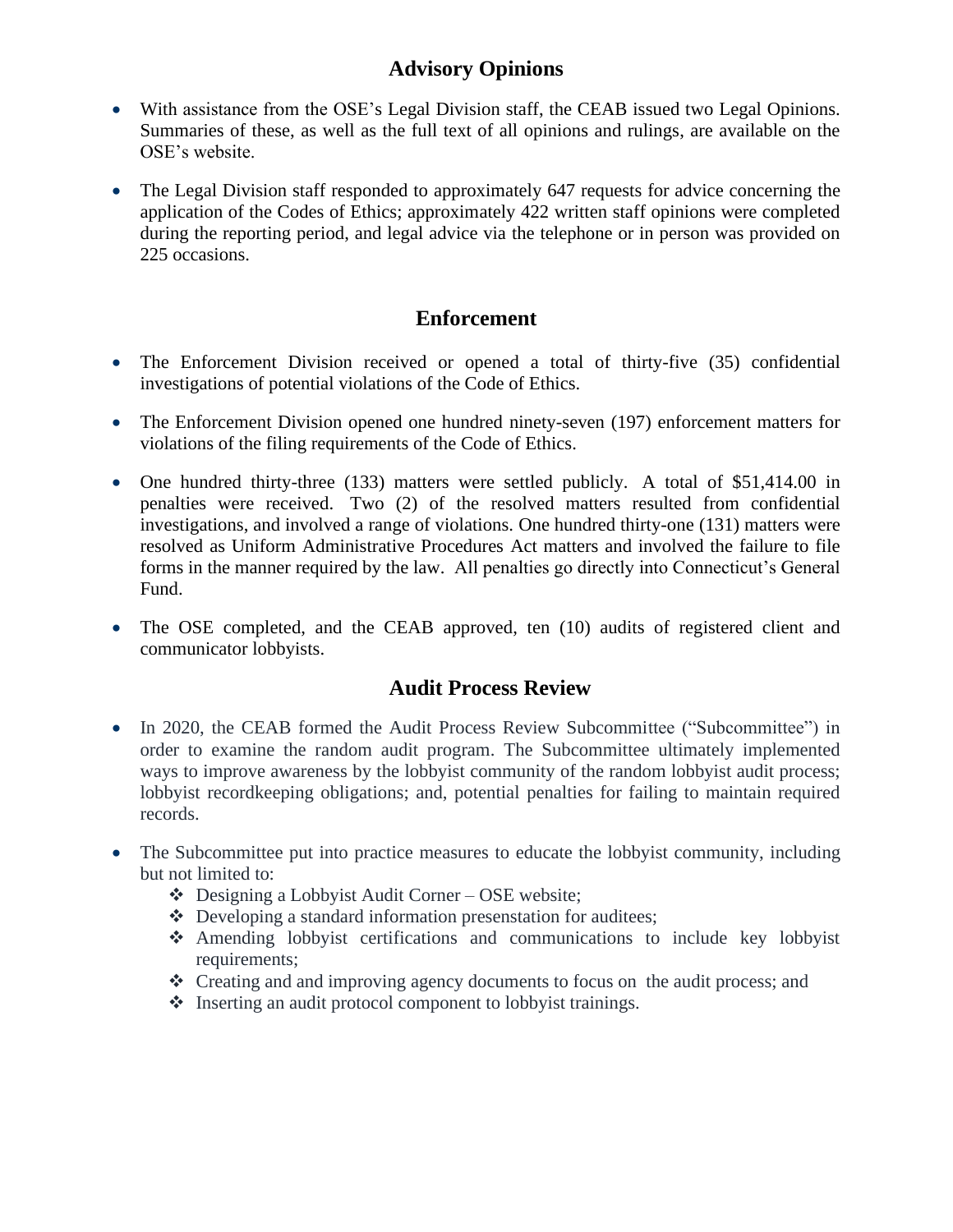## Advisory Opinions

- With assistance from the OSE's Legal Division staff, the CEAB issued two Legal Opinions. Summaries of these, as well as the full text of all opinions and rulings, are available on the OSE's website.

- The Legal Division staff responded to approximately 647 requests for advice concerning the application of the Codes of Ethics; approximately 422 written staff opinions were completed during the reporting period, and legal advice via the telephone or in person was provided on 225 occasions.

## Enforcement

- The Enforcement Division received or opened a total of thirty-five (35) confidential investigations of potential violations of the Code of Ethics.

- The Enforcement Division opened one hundred ninety-seven (197) enforcement matters for violations of the filing requirements of the Code of Ethics.

- One hundred thirty-three (133) matters were settled publicly. A total of $51,414.00 in penalties were received. Two (2) of the resolved matters resulted from confidential investigations, and involved a range of violations. One hundred thirty-one (131) matters were resolved as Uniform Administrative Procedures Act matters and involved the failure to file forms in the manner required by the law. All penalties go directly into Connecticut's General Fund.

- The OSE completed, and the CEAB approved, ten (10) audits of registered client and communicator lobbyists.

## Audit Process Review

- In 2020, the CEAB formed the Audit Process Review Subcommittee ("Subcommittee") in order to examine the random audit program. The Subcommittee ultimately implemented ways to improve awareness by the lobbyist community of the random lobbyist audit process; lobbyist recordkeeping obligations; and, potential penalties for failing to maintain required records.

- The Subcommittee put into practice measures to educate the lobbyist community, including but not limited to:
  - ❖ Designing a Lobbyist Audit Corner – OSE website;
  - ❖ Developing a standard information presenstation for auditees;
  - ❖ Amending lobbyist certifications and communications to include key lobbyist requirements;
  - ❖ Creating and and improving agency documents to focus on the audit process; and
  - ❖ Inserting an audit protocol component to lobbyist trainings.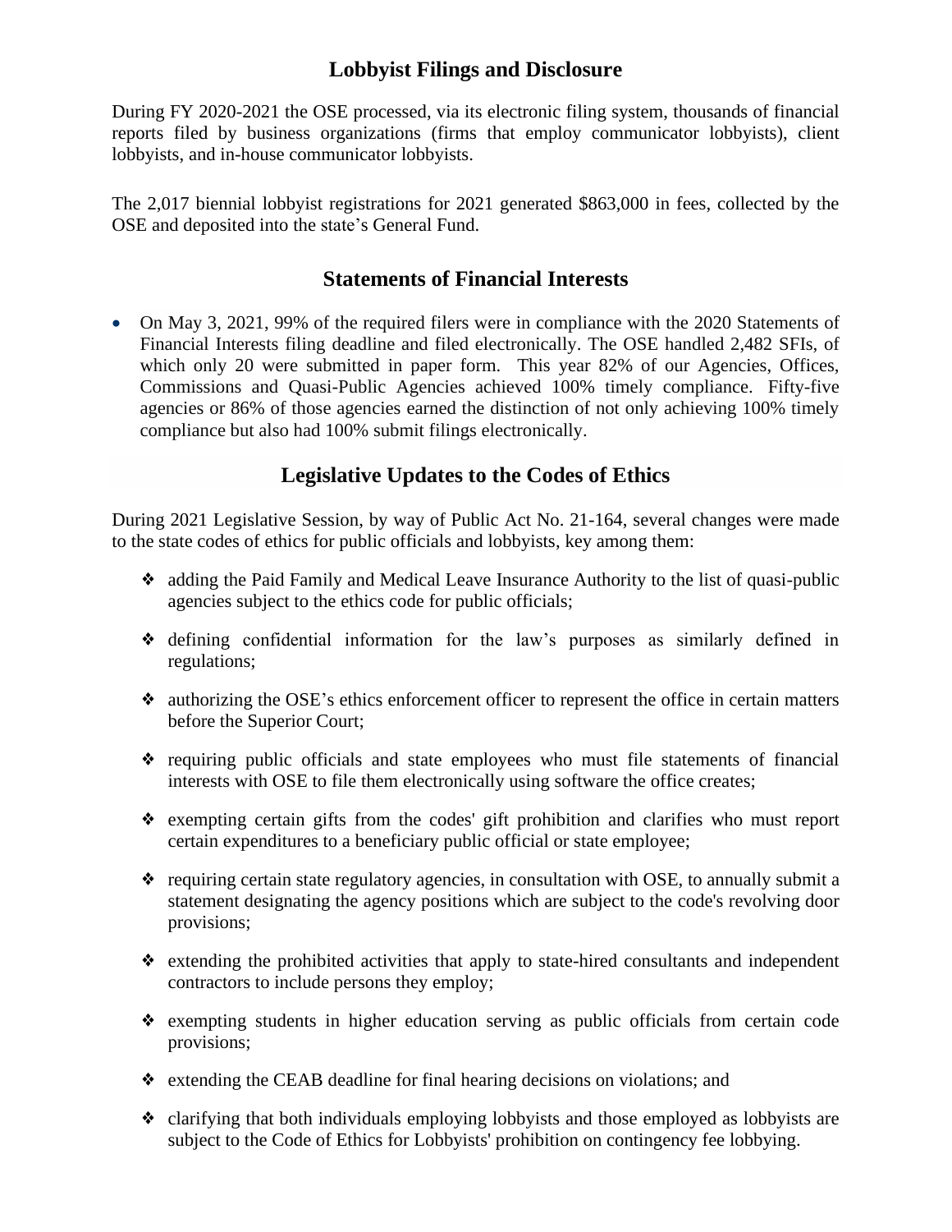## Lobbyist Filings and Disclosure

During FY 2020-2021 the OSE processed, via its electronic filing system, thousands of financial reports filed by business organizations (firms that employ communicator lobbyists), client lobbyists, and in-house communicator lobbyists.

The 2,017 biennial lobbyist registrations for 2021 generated $863,000 in fees, collected by the OSE and deposited into the state's General Fund.

## Statements of Financial Interests

- On May 3, 2021, 99% of the required filers were in compliance with the 2020 Statements of Financial Interests filing deadline and filed electronically. The OSE handled 2,482 SFIs, of which only 20 were submitted in paper form. This year 82% of our Agencies, Offices, Commissions and Quasi-Public Agencies achieved 100% timely compliance. Fifty-five agencies or 86% of those agencies earned the distinction of not only achieving 100% timely compliance but also had 100% submit filings electronically.

## Legislative Updates to the Codes of Ethics

During 2021 Legislative Session, by way of Public Act No. 21-164, several changes were made to the state codes of ethics for public officials and lobbyists, key among them:

- ❖ adding the Paid Family and Medical Leave Insurance Authority to the list of quasi-public agencies subject to the ethics code for public officials;
- ❖ defining confidential information for the law's purposes as similarly defined in regulations;
- ❖ authorizing the OSE's ethics enforcement officer to represent the office in certain matters before the Superior Court;
- ❖ requiring public officials and state employees who must file statements of financial interests with OSE to file them electronically using software the office creates;
- ❖ exempting certain gifts from the codes' gift prohibition and clarifies who must report certain expenditures to a beneficiary public official or state employee;
- ❖ requiring certain state regulatory agencies, in consultation with OSE, to annually submit a statement designating the agency positions which are subject to the code's revolving door provisions;
- ❖ extending the prohibited activities that apply to state-hired consultants and independent contractors to include persons they employ;
- ❖ exempting students in higher education serving as public officials from certain code provisions;
- ❖ extending the CEAB deadline for final hearing decisions on violations; and
- ❖ clarifying that both individuals employing lobbyists and those employed as lobbyists are subject to the Code of Ethics for Lobbyists' prohibition on contingency fee lobbying.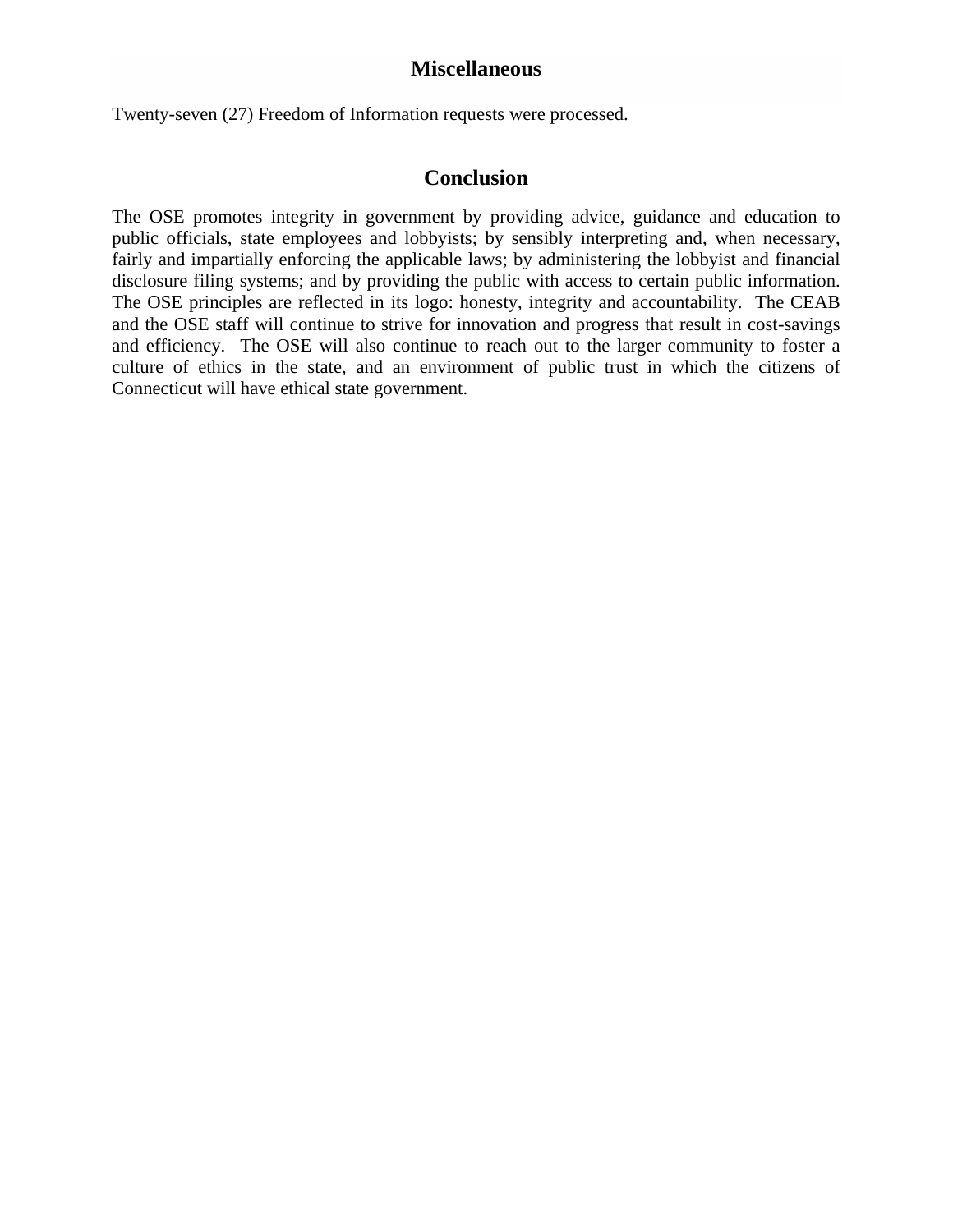## Miscellaneous

Twenty-seven (27) Freedom of Information requests were processed.

## Conclusion

The OSE promotes integrity in government by providing advice, guidance and education to public officials, state employees and lobbyists; by sensibly interpreting and, when necessary, fairly and impartially enforcing the applicable laws; by administering the lobbyist and financial disclosure filing systems; and by providing the public with access to certain public information. The OSE principles are reflected in its logo: honesty, integrity and accountability. The CEAB and the OSE staff will continue to strive for innovation and progress that result in cost-savings and efficiency. The OSE will also continue to reach out to the larger community to foster a culture of ethics in the state, and an environment of public trust in which the citizens of Connecticut will have ethical state government.